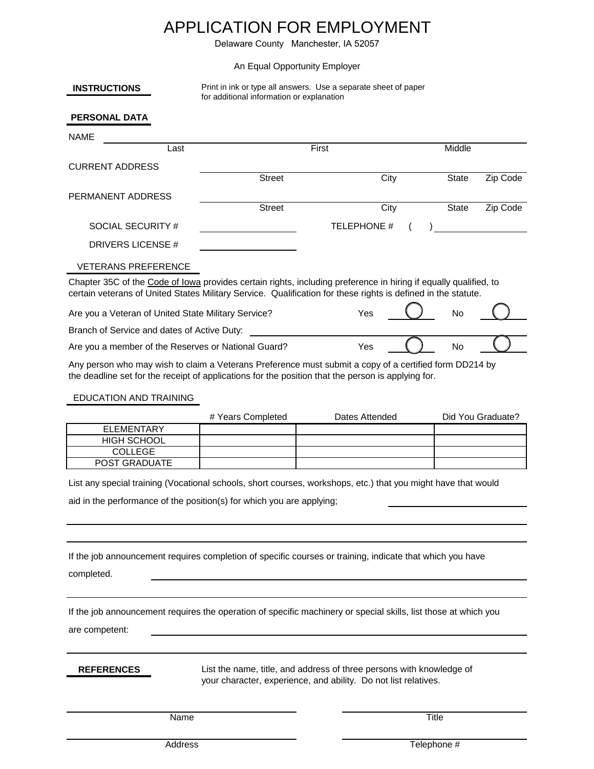# APPLICATION FOR EMPLOYMENT

Delaware County Manchester, IA 52057

An Equal Opportunity Employer

**INSTRUCTIONS**

Print in ink or type all answers. Use a separate sheet of paper for additional information or explanation

**PERSONAL DATA**

NAME ______________________________________________
Last First Middle

CURRENT ADDRESS ______________________________________________
Street City State Zip Code

PERMANENT ADDRESS ______________________________________________
Street City State Zip Code

SOCIAL SECURITY # ____________________ TELEPHONE # ( ) ____________________

DRIVERS LICENSE # ____________________

VETERANS PREFERENCE

Chapter 35C of the Code of Iowa provides certain rights, including preference in hiring if equally qualified, to certain veterans of United States Military Service. Qualification for these rights is defined in the statute.

Are you a Veteran of United State Military Service? Yes ◯ No ◯

Branch of Service and dates of Active Duty: ______________________________________________

Are you a member of the Reserves or National Guard? Yes ◯ No ◯

Any person who may wish to claim a Veterans Preference must submit a copy of a certified form DD214 by the deadline set for the receipt of applications for the position that the person is applying for.

EDUCATION AND TRAINING

| | # Years Completed | Dates Attended | Did You Graduate? |
|---|---|---|---|
| ELEMENTARY | | | |
| HIGH SCHOOL | | | |
| COLLEGE | | | |
| POST GRADUATE | | | |

List any special training (Vocational schools, short courses, workshops, etc.) that you might have that would aid in the performance of the position(s) for which you are applying; ____________________

______________________________________________

______________________________________________

If the job announcement requires completion of specific courses or training, indicate that which you have completed. ______________________________________________

______________________________________________

If the job announcement requires the operation of specific machinery or special skills, list those at which you are competent: ______________________________________________

______________________________________________

**REFERENCES**

List the name, title, and address of three persons with knowledge of your character, experience, and ability. Do not list relatives.

______________________ ______________________
Name Title

______________________ ______________________
Address Telephone #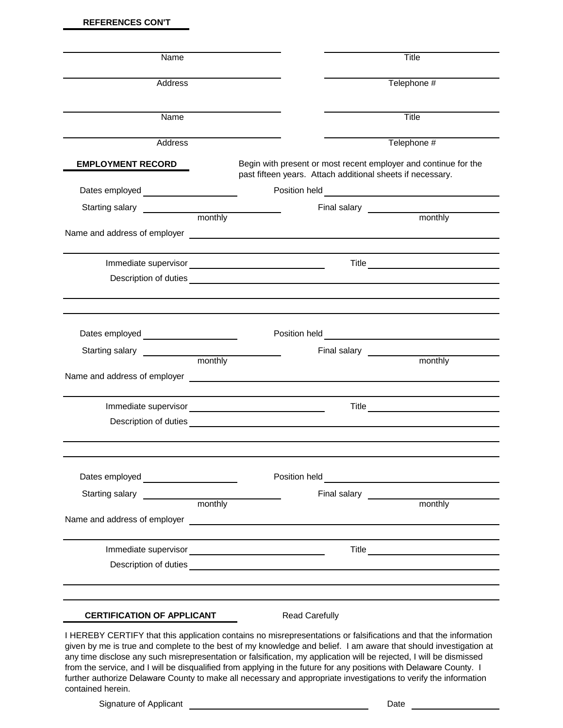**REFERENCES CON'T**

| | |
|---|---|
| Name | Title |
| Address | Telephone # |
| Name | Title |
| Address | Telephone # |

**EMPLOYMENT RECORD**

Begin with present or most recent employer and continue for the past fifteen years. Attach additional sheets if necessary.

Dates employed ____________________ Position held ____________________

Starting salary ____________________ monthly Final salary ____________________ monthly

Name and address of employer ____________________

____________________

Immediate supervisor ____________________ Title ____________________

Description of duties ____________________

____________________

____________________

Dates employed ____________________ Position held ____________________

Starting salary ____________________ monthly Final salary ____________________ monthly

Name and address of employer ____________________

____________________

Immediate supervisor ____________________ Title ____________________

Description of duties ____________________

____________________

____________________

Dates employed ____________________ Position held ____________________

Starting salary ____________________ monthly Final salary ____________________ monthly

Name and address of employer ____________________

____________________

Immediate supervisor ____________________ Title ____________________

Description of duties ____________________

____________________

____________________

**CERTIFICATION OF APPLICANT** Read Carefully

I HEREBY CERTIFY that this application contains no misrepresentations or falsifications and that the information given by me is true and complete to the best of my knowledge and belief. I am aware that should investigation at any time disclose any such misrepresentation or falsification, my application will be rejected, I will be dismissed from the service, and I will be disqualified from applying in the future for any positions with Delaware County. I further authorize Delaware County to make all necessary and appropriate investigations to verify the information contained herein.

Signature of Applicant ____________________ Date ____________________